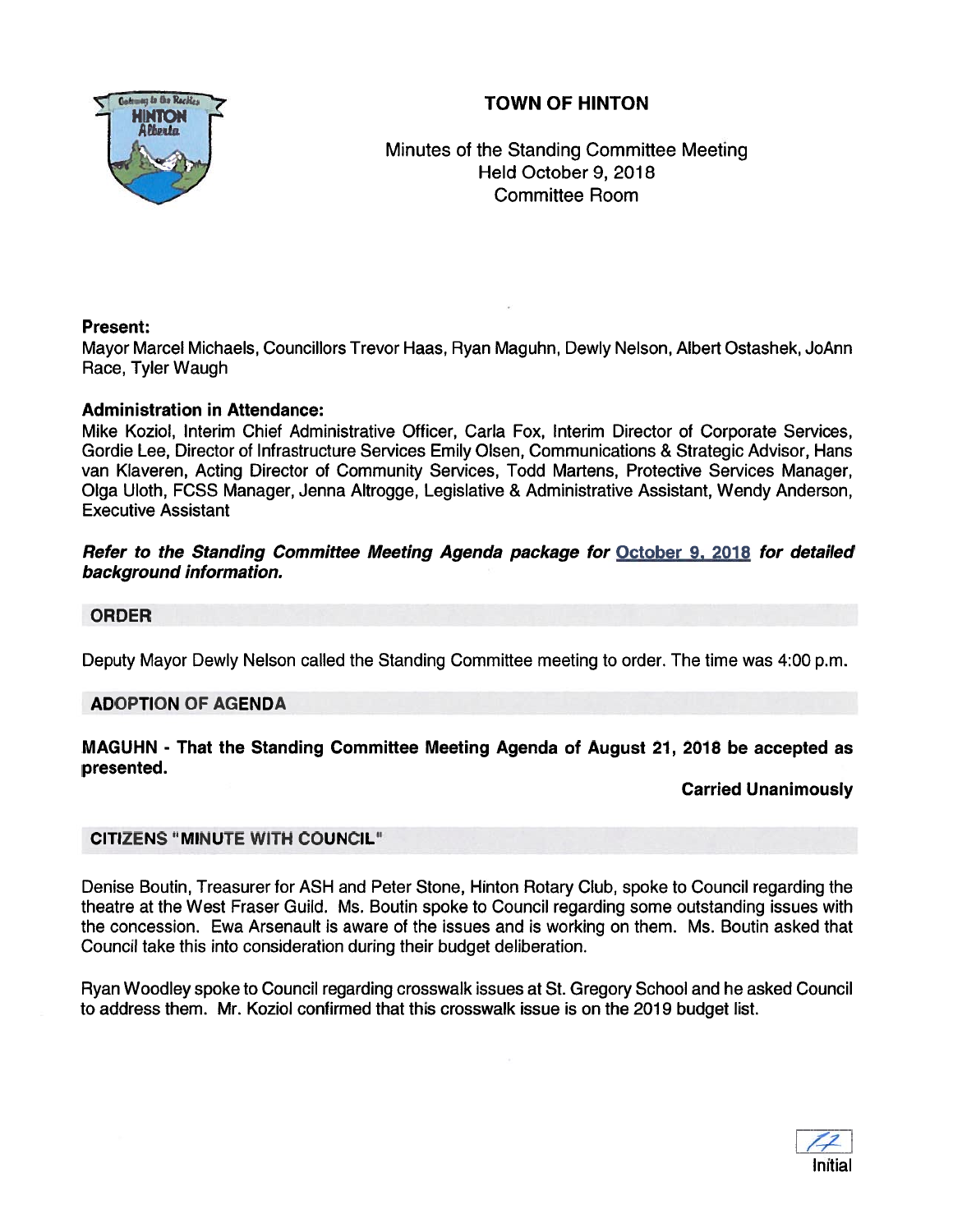# TOWN OF HINTON

Minutes of the Standing Committee Meeting
Held October 9, 2018
Committee Room

**Present:**
Mayor Marcel Michaels, Councillors Trevor Haas, Ryan Maguhn, Dewly Nelson, Albert Ostashek, JoAnn Race, Tyler Waugh

**Administration in Attendance:**
Mike Koziol, Interim Chief Administrative Officer, Carla Fox, Interim Director of Corporate Services, Gordie Lee, Director of Infrastructure Services Emily Olsen, Communications & Strategic Advisor, Hans van Klaveren, Acting Director of Community Services, Todd Martens, Protective Services Manager, Olga Uloth, FCSS Manager, Jenna Altrogge, Legislative & Administrative Assistant, Wendy Anderson, Executive Assistant

***Refer to the Standing Committee Meeting Agenda package for October 9, 2018 for detailed background information.***

## ORDER

Deputy Mayor Dewly Nelson called the Standing Committee meeting to order. The time was 4:00 p.m.

## ADOPTION OF AGENDA

**MAGUHN - That the Standing Committee Meeting Agenda of August 21, 2018 be accepted as presented.**

**Carried Unanimously**

## CITIZENS "MINUTE WITH COUNCIL"

Denise Boutin, Treasurer for ASH and Peter Stone, Hinton Rotary Club, spoke to Council regarding the theatre at the West Fraser Guild. Ms. Boutin spoke to Council regarding some outstanding issues with the concession. Ewa Arsenault is aware of the issues and is working on them. Ms. Boutin asked that Council take this into consideration during their budget deliberation.

Ryan Woodley spoke to Council regarding crosswalk issues at St. Gregory School and he asked Council to address them. Mr. Koziol confirmed that this crosswalk issue is on the 2019 budget list.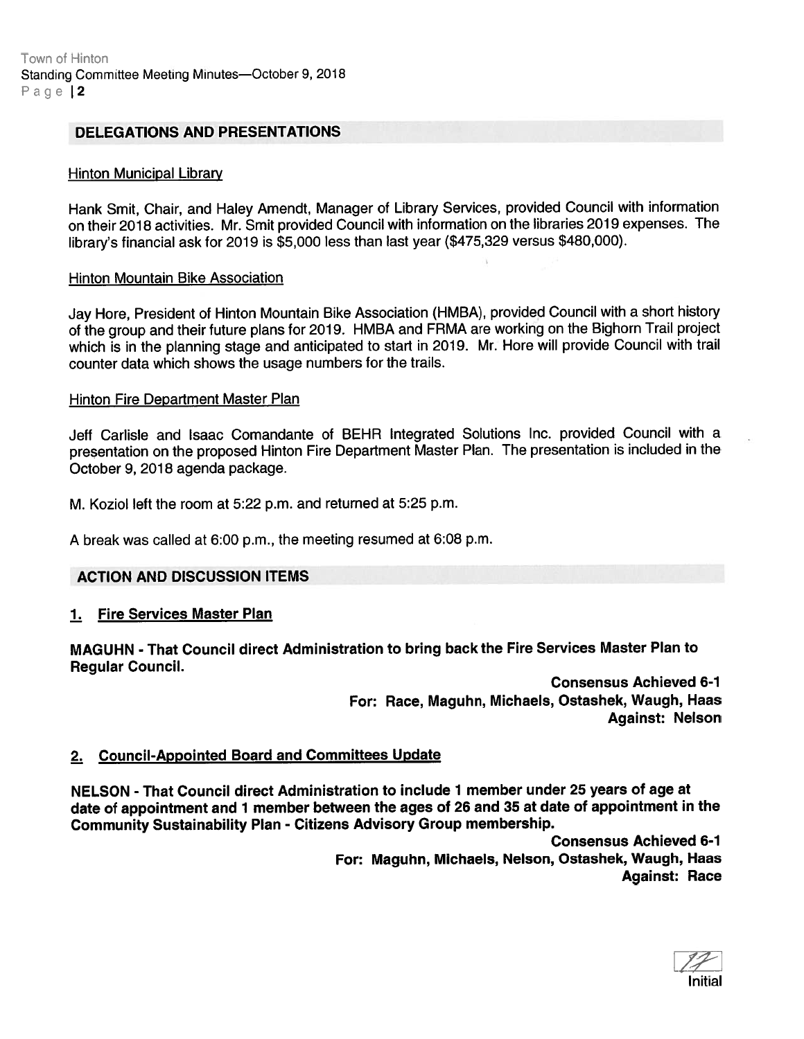## DELEGATIONS AND PRESENTATIONS

Hinton Municipal Library

Hank Smit, Chair, and Haley Amendt, Manager of Library Services, provided Council with information on their 2018 activities. Mr. Smit provided Council with information on the libraries 2019 expenses. The library's financial ask for 2019 is $5,000 less than last year ($475,329 versus $480,000).

Hinton Mountain Bike Association

Jay Hore, President of Hinton Mountain Bike Association (HMBA), provided Council with a short history of the group and their future plans for 2019. HMBA and FRMA are working on the Bighorn Trail project which is in the planning stage and anticipated to start in 2019. Mr. Hore will provide Council with trail counter data which shows the usage numbers for the trails.

Hinton Fire Department Master Plan

Jeff Carlisle and Isaac Comandante of BEHR Integrated Solutions Inc. provided Council with a presentation on the proposed Hinton Fire Department Master Plan. The presentation is included in the October 9, 2018 agenda package.

M. Koziol left the room at 5:22 p.m. and returned at 5:25 p.m.

A break was called at 6:00 p.m., the meeting resumed at 6:08 p.m.

## ACTION AND DISCUSSION ITEMS

### 1. Fire Services Master Plan

**MAGUHN - That Council direct Administration to bring back the Fire Services Master Plan to Regular Council.**

**Consensus Achieved 6-1**
**For: Race, Maguhn, Michaels, Ostashek, Waugh, Haas**
**Against: Nelson**

### 2. Council-Appointed Board and Committees Update

**NELSON - That Council direct Administration to include 1 member under 25 years of age at date of appointment and 1 member between the ages of 26 and 35 at date of appointment in the Community Sustainability Plan - Citizens Advisory Group membership.**

**Consensus Achieved 6-1**
**For: Maguhn, Michaels, Nelson, Ostashek, Waugh, Haas**
**Against: Race**

Initial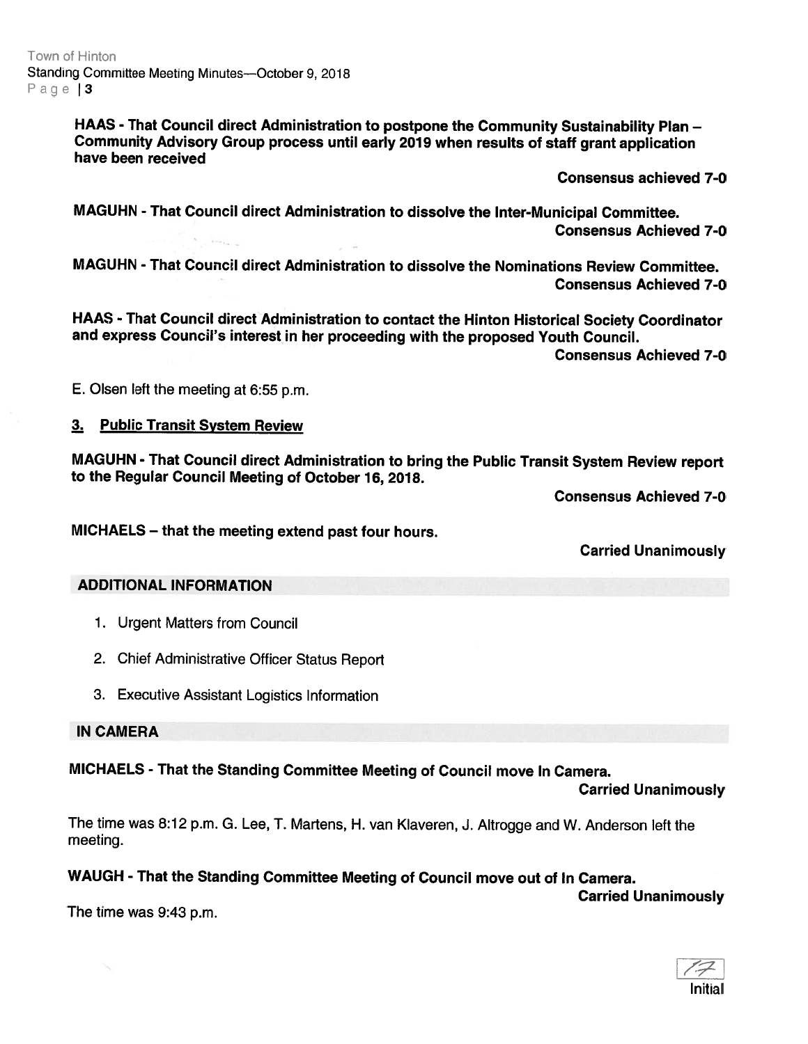**HAAS - That Council direct Administration to postpone the Community Sustainability Plan – Community Advisory Group process until early 2019 when results of staff grant application have been received**

**Consensus achieved 7-0**

**MAGUHN - That Council direct Administration to dissolve the Inter-Municipal Committee.**

**Consensus Achieved 7-0**

**MAGUHN - That Council direct Administration to dissolve the Nominations Review Committee.**

**Consensus Achieved 7-0**

**HAAS - That Council direct Administration to contact the Hinton Historical Society Coordinator and express Council's interest in her proceeding with the proposed Youth Council.**

**Consensus Achieved 7-0**

E. Olsen left the meeting at 6:55 p.m.

**3. Public Transit System Review**

**MAGUHN - That Council direct Administration to bring the Public Transit System Review report to the Regular Council Meeting of October 16, 2018.**

**Consensus Achieved 7-0**

**MICHAELS – that the meeting extend past four hours.**

**Carried Unanimously**

## ADDITIONAL INFORMATION

1. Urgent Matters from Council
2. Chief Administrative Officer Status Report
3. Executive Assistant Logistics Information

## IN CAMERA

**MICHAELS - That the Standing Committee Meeting of Council move In Camera.**

**Carried Unanimously**

The time was 8:12 p.m. G. Lee, T. Martens, H. van Klaveren, J. Altrogge and W. Anderson left the meeting.

**WAUGH - That the Standing Committee Meeting of Council move out of In Camera.**

**Carried Unanimously**

The time was 9:43 p.m.

Initial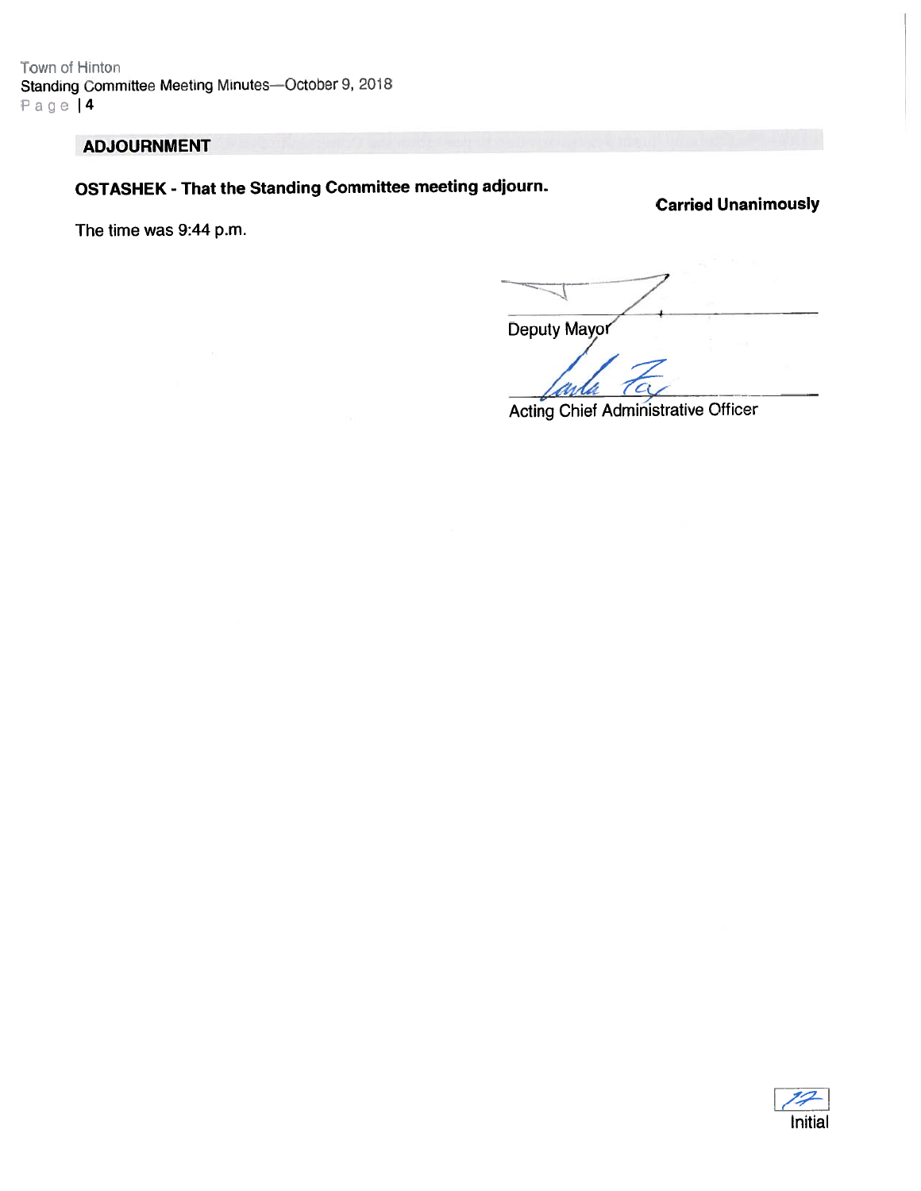## ADJOURNMENT

**OSTASHEK - That the Standing Committee meeting adjourn.**

**Carried Unanimously**

The time was 9:44 p.m.

Deputy Mayor

Acting Chief Administrative Officer

Initial